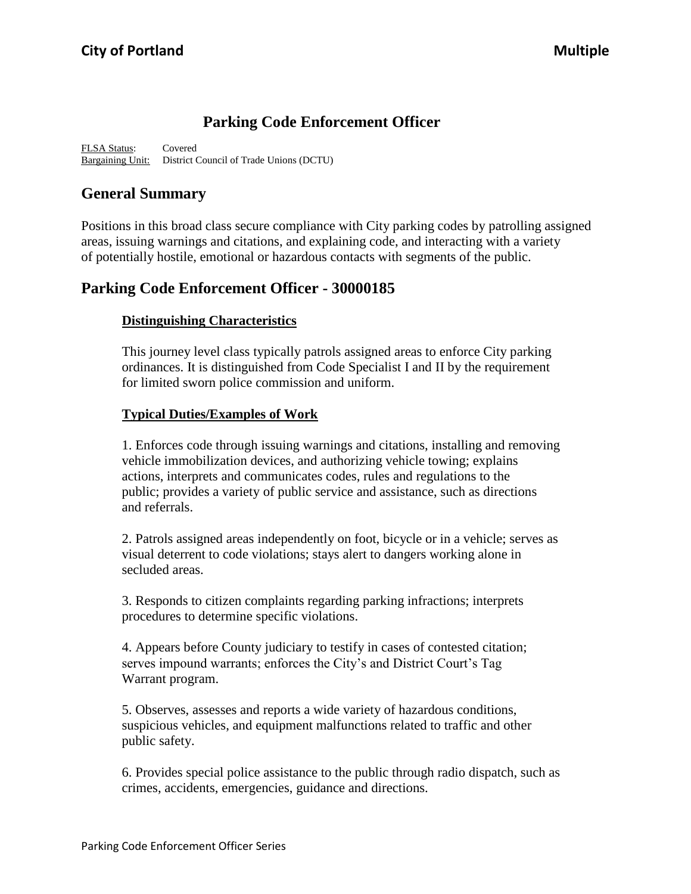# Parking Code Enforcement Officer

FLSA Status: Covered
Bargaining Unit: District Council of Trade Unions (DCTU)

## General Summary

Positions in this broad class secure compliance with City parking codes by patrolling assigned areas, issuing warnings and citations, and explaining code, and interacting with a variety of potentially hostile, emotional or hazardous contacts with segments of the public.

## Parking Code Enforcement Officer - 30000185

### Distinguishing Characteristics

This journey level class typically patrols assigned areas to enforce City parking ordinances. It is distinguished from Code Specialist I and II by the requirement for limited sworn police commission and uniform.

### Typical Duties/Examples of Work

1. Enforces code through issuing warnings and citations, installing and removing vehicle immobilization devices, and authorizing vehicle towing; explains actions, interprets and communicates codes, rules and regulations to the public; provides a variety of public service and assistance, such as directions and referrals.

2. Patrols assigned areas independently on foot, bicycle or in a vehicle; serves as visual deterrent to code violations; stays alert to dangers working alone in secluded areas.

3. Responds to citizen complaints regarding parking infractions; interprets procedures to determine specific violations.

4. Appears before County judiciary to testify in cases of contested citation; serves impound warrants; enforces the City's and District Court's Tag Warrant program.

5. Observes, assesses and reports a wide variety of hazardous conditions, suspicious vehicles, and equipment malfunctions related to traffic and other public safety.

6. Provides special police assistance to the public through radio dispatch, such as crimes, accidents, emergencies, guidance and directions.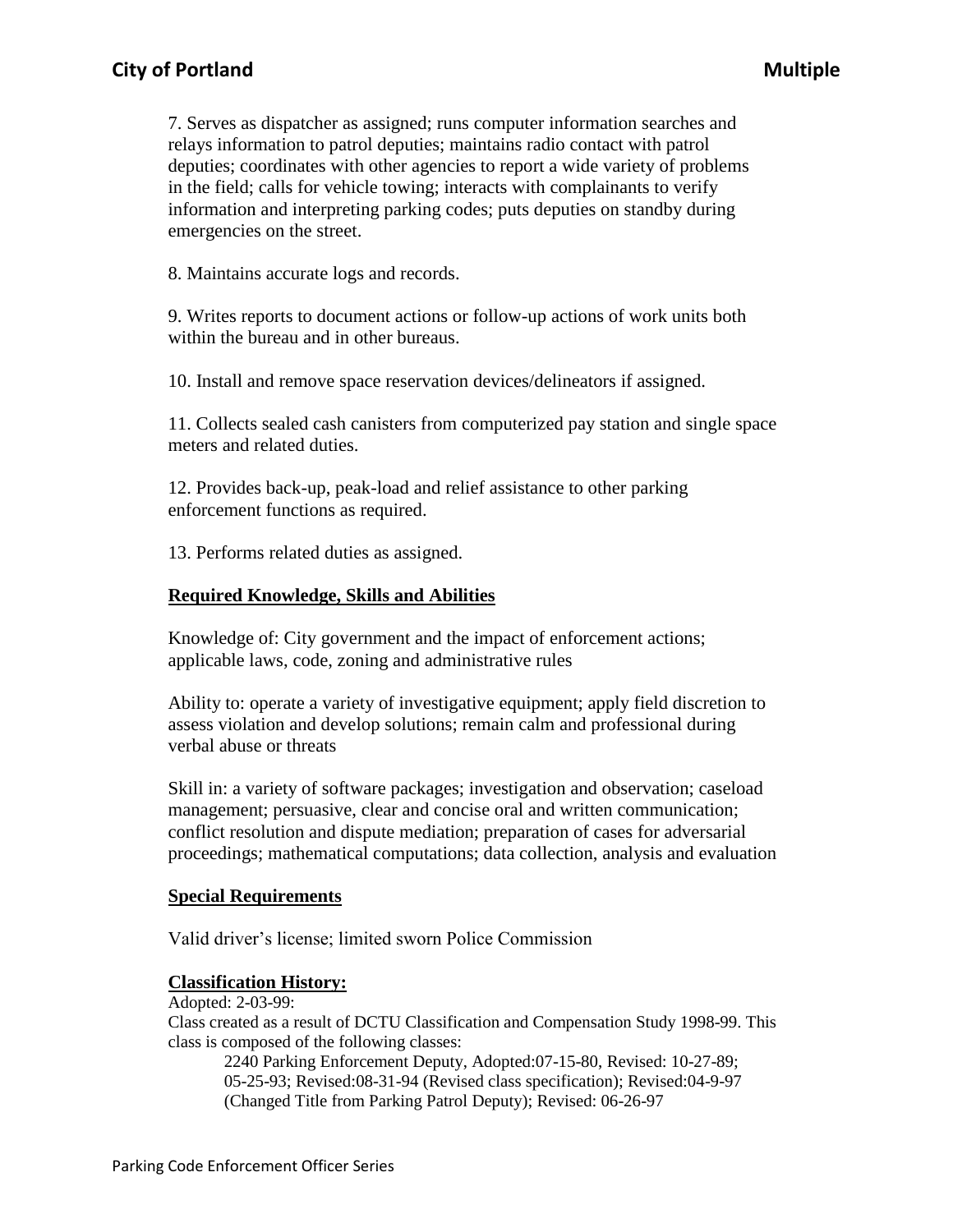7. Serves as dispatcher as assigned; runs computer information searches and relays information to patrol deputies; maintains radio contact with patrol deputies; coordinates with other agencies to report a wide variety of problems in the field; calls for vehicle towing; interacts with complainants to verify information and interpreting parking codes; puts deputies on standby during emergencies on the street.

8. Maintains accurate logs and records.

9. Writes reports to document actions or follow-up actions of work units both within the bureau and in other bureaus.

10. Install and remove space reservation devices/delineators if assigned.

11. Collects sealed cash canisters from computerized pay station and single space meters and related duties.

12. Provides back-up, peak-load and relief assistance to other parking enforcement functions as required.

13. Performs related duties as assigned.

## Required Knowledge, Skills and Abilities

Knowledge of: City government and the impact of enforcement actions; applicable laws, code, zoning and administrative rules

Ability to: operate a variety of investigative equipment; apply field discretion to assess violation and develop solutions; remain calm and professional during verbal abuse or threats

Skill in: a variety of software packages; investigation and observation; caseload management; persuasive, clear and concise oral and written communication; conflict resolution and dispute mediation; preparation of cases for adversarial proceedings; mathematical computations; data collection, analysis and evaluation

## Special Requirements

Valid driver's license; limited sworn Police Commission

## Classification History:

Adopted: 2-03-99:
Class created as a result of DCTU Classification and Compensation Study 1998-99. This class is composed of the following classes:

2240 Parking Enforcement Deputy, Adopted:07-15-80, Revised: 10-27-89; 05-25-93; Revised:08-31-94 (Revised class specification); Revised:04-9-97 (Changed Title from Parking Patrol Deputy); Revised: 06-26-97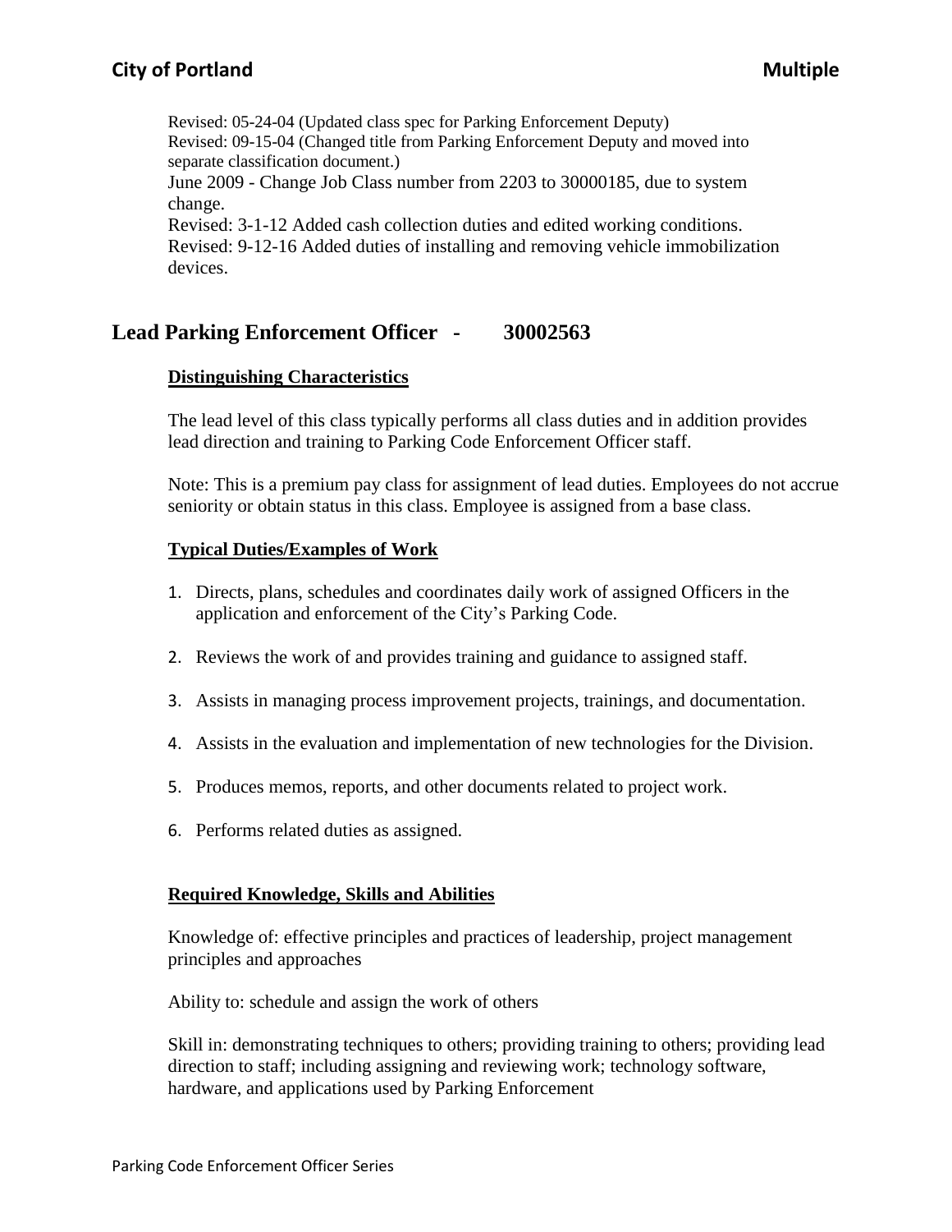Revised: 05-24-04 (Updated class spec for Parking Enforcement Deputy)
Revised: 09-15-04 (Changed title from Parking Enforcement Deputy and moved into separate classification document.)
June 2009 - Change Job Class number from 2203 to 30000185, due to system change.
Revised: 3-1-12 Added cash collection duties and edited working conditions.
Revised: 9-12-16 Added duties of installing and removing vehicle immobilization devices.

## Lead Parking Enforcement Officer - 30002563

### Distinguishing Characteristics

The lead level of this class typically performs all class duties and in addition provides lead direction and training to Parking Code Enforcement Officer staff.

Note: This is a premium pay class for assignment of lead duties. Employees do not accrue seniority or obtain status in this class. Employee is assigned from a base class.

### Typical Duties/Examples of Work

1. Directs, plans, schedules and coordinates daily work of assigned Officers in the application and enforcement of the City's Parking Code.
2. Reviews the work of and provides training and guidance to assigned staff.
3. Assists in managing process improvement projects, trainings, and documentation.
4. Assists in the evaluation and implementation of new technologies for the Division.
5. Produces memos, reports, and other documents related to project work.
6. Performs related duties as assigned.

### Required Knowledge, Skills and Abilities

Knowledge of: effective principles and practices of leadership, project management principles and approaches

Ability to: schedule and assign the work of others

Skill in: demonstrating techniques to others; providing training to others; providing lead direction to staff; including assigning and reviewing work; technology software, hardware, and applications used by Parking Enforcement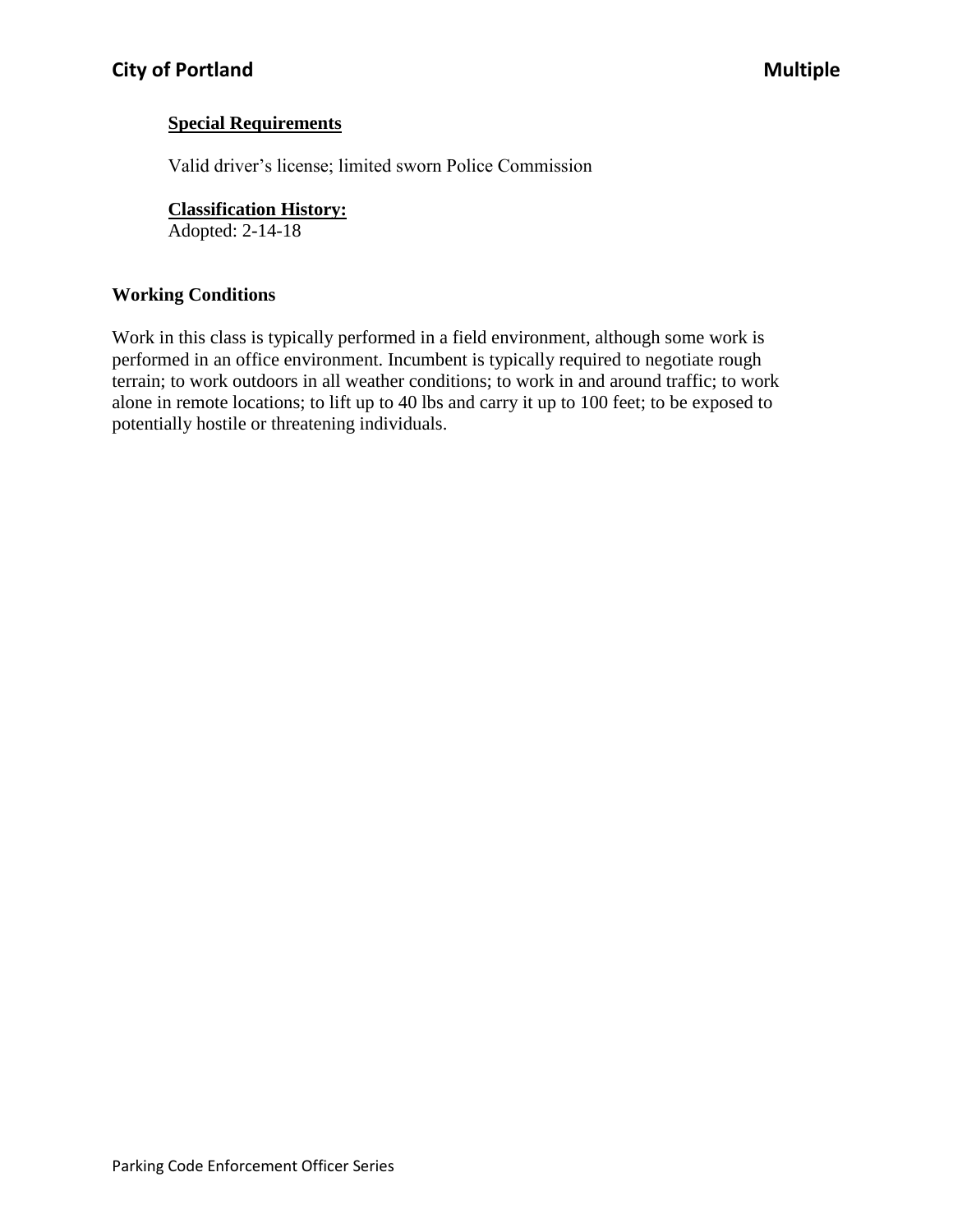**Special Requirements**

Valid driver's license; limited sworn Police Commission

**Classification History:**
Adopted: 2-14-18

**Working Conditions**

Work in this class is typically performed in a field environment, although some work is performed in an office environment. Incumbent is typically required to negotiate rough terrain; to work outdoors in all weather conditions; to work in and around traffic; to work alone in remote locations; to lift up to 40 lbs and carry it up to 100 feet; to be exposed to potentially hostile or threatening individuals.